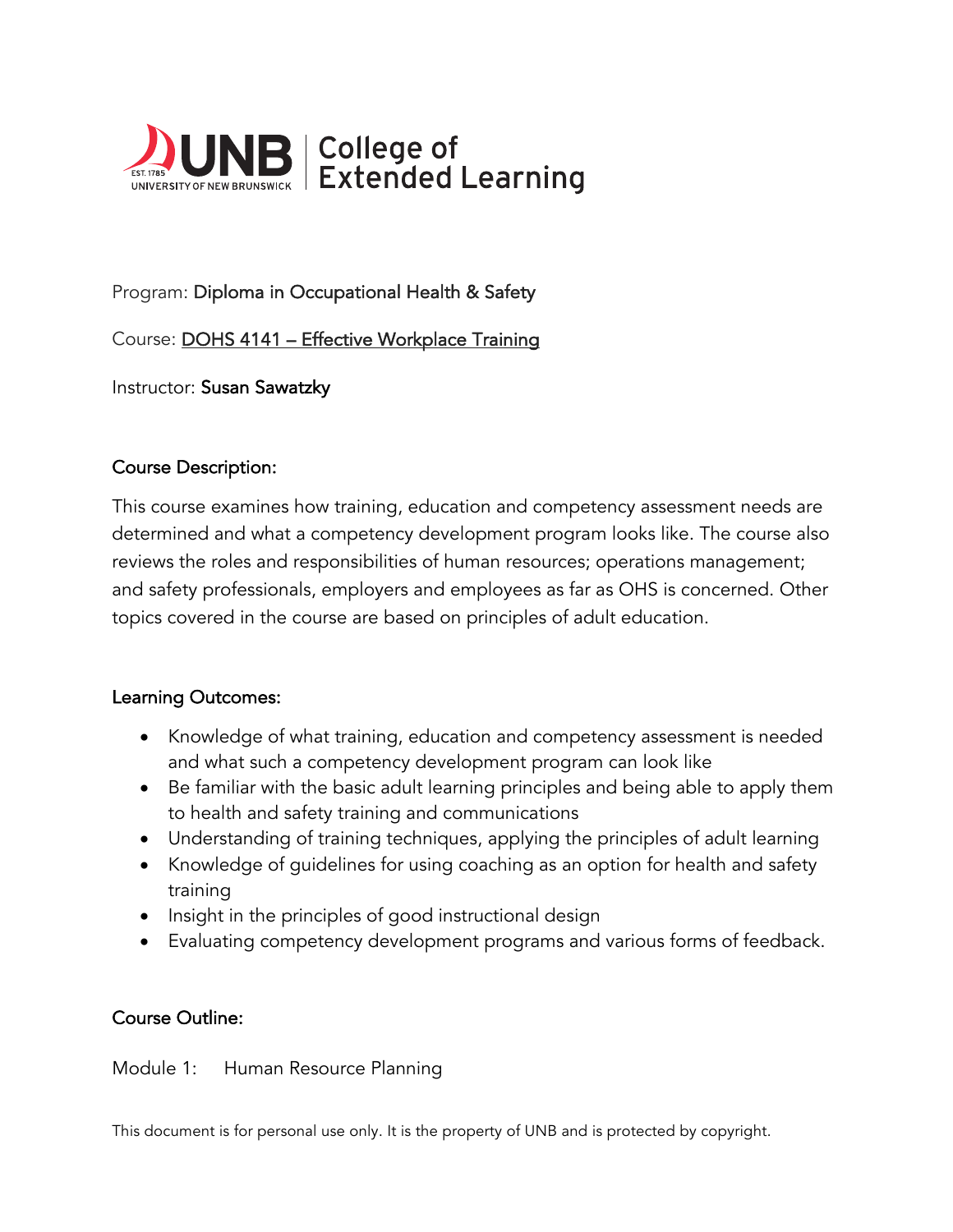Program: Diploma in Occupational Health & Safety

Course: DOHS 4141 – Effective Workplace Training

Instructor: Susan Sawatzky

## Course Description:

This course examines how training, education and competency assessment needs are determined and what a competency development program looks like. The course also reviews the roles and responsibilities of human resources; operations management; and safety professionals, employers and employees as far as OHS is concerned. Other topics covered in the course are based on principles of adult education.

## Learning Outcomes:

- Knowledge of what training, education and competency assessment is needed and what such a competency development program can look like
- Be familiar with the basic adult learning principles and being able to apply them to health and safety training and communications
- Understanding of training techniques, applying the principles of adult learning
- Knowledge of guidelines for using coaching as an option for health and safety training
- Insight in the principles of good instructional design
- Evaluating competency development programs and various forms of feedback.

## Course Outline:

Module 1: Human Resource Planning

This document is for personal use only. It is the property of UNB and is protected by copyright.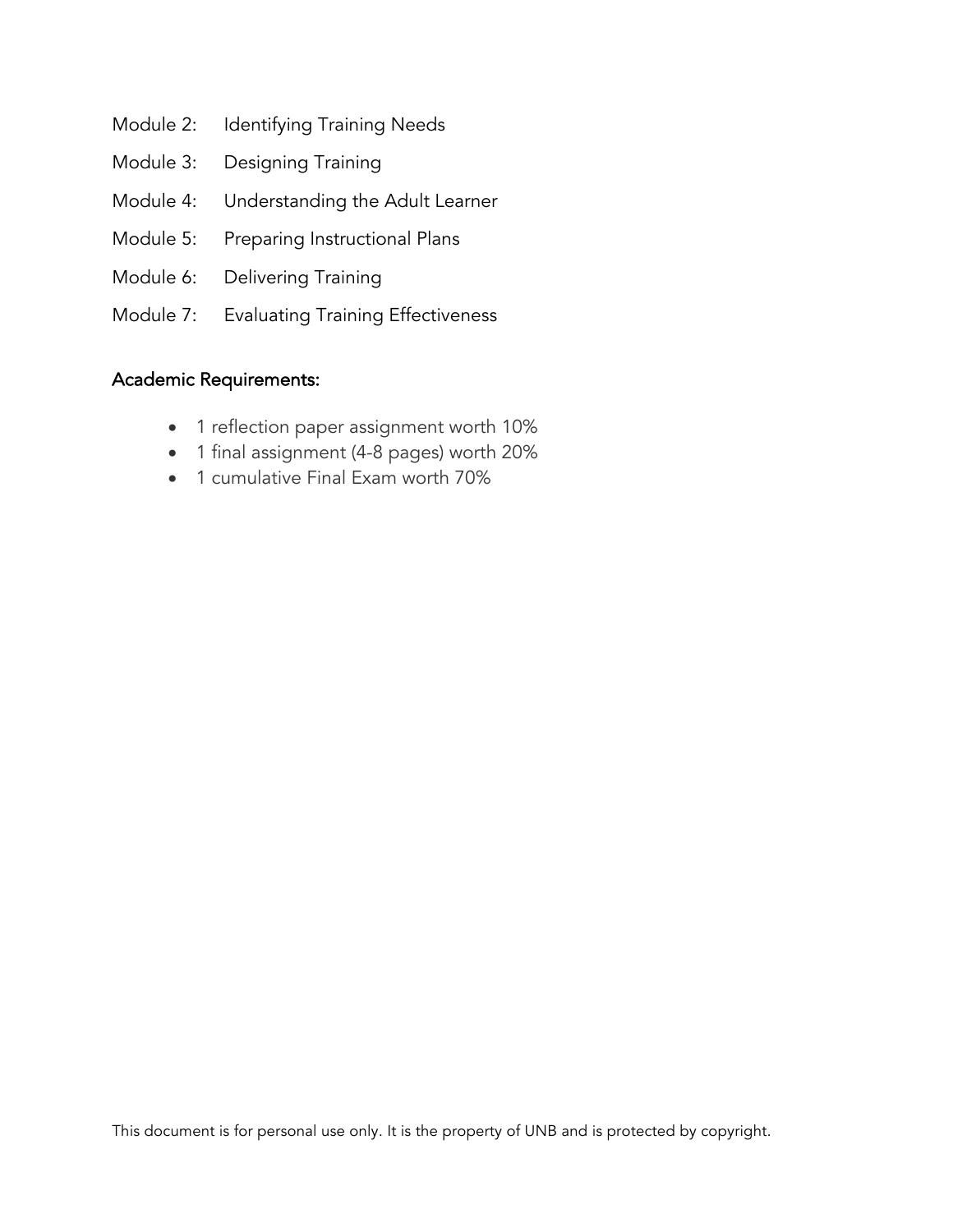Module 2: Identifying Training Needs

Module 3: Designing Training

Module 4: Understanding the Adult Learner

Module 5: Preparing Instructional Plans

Module 6: Delivering Training

Module 7: Evaluating Training Effectiveness

## Academic Requirements:

- 1 reflection paper assignment worth 10%
- 1 final assignment (4-8 pages) worth 20%
- 1 cumulative Final Exam worth 70%

This document is for personal use only. It is the property of UNB and is protected by copyright.